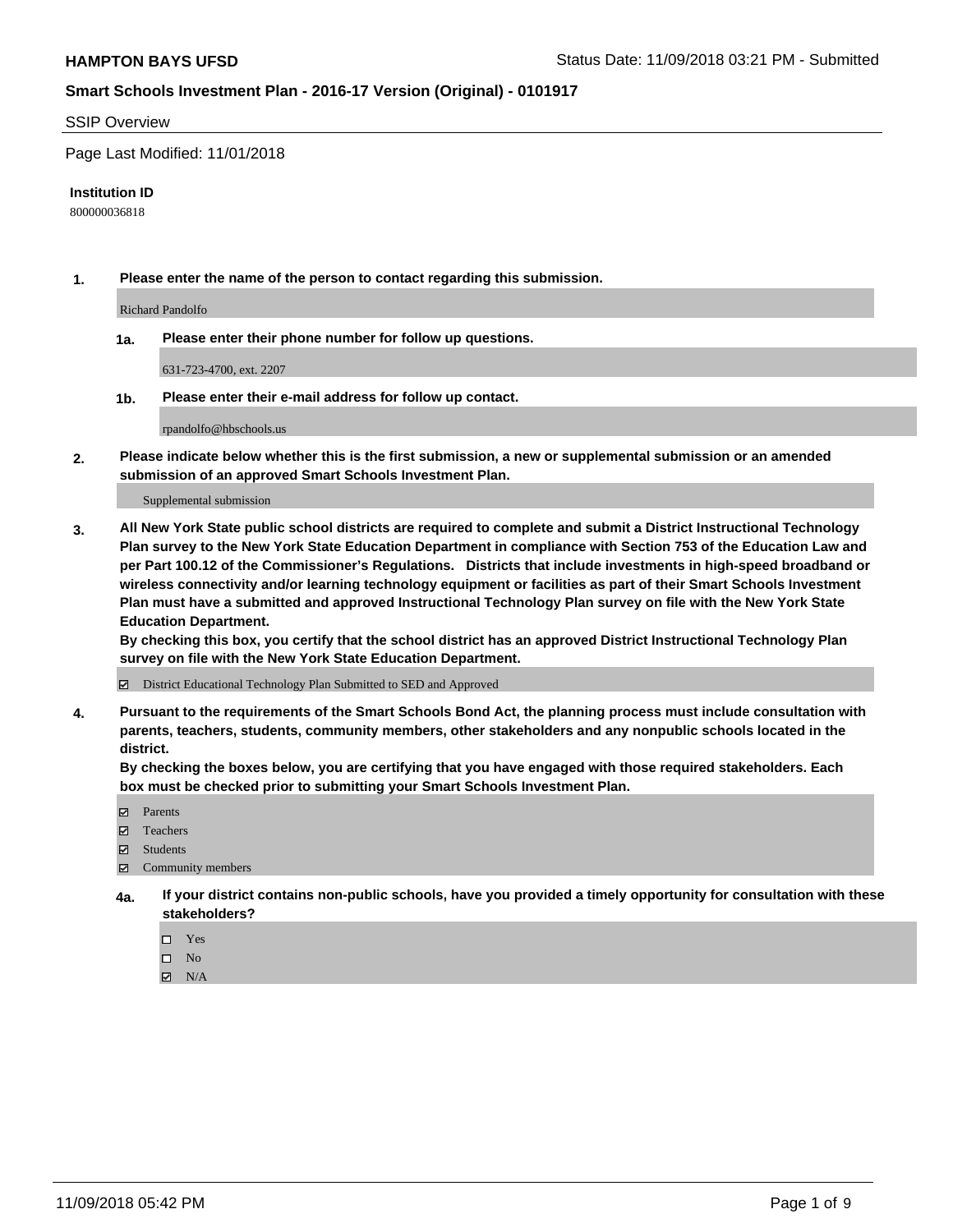**HAMPTON BAYS UFSD** Status Date: 11/09/2018 03:21 PM - Submitted

**Smart Schools Investment Plan - 2016-17 Version (Original) - 0101917**

SSIP Overview

Page Last Modified: 11/01/2018

**Institution ID**

800000036818

**1. Please enter the name of the person to contact regarding this submission.**

Richard Pandolfo

**1a. Please enter their phone number for follow up questions.**

631-723-4700, ext. 2207

**1b. Please enter their e-mail address for follow up contact.**

rpandolfo@hbschools.us

**2. Please indicate below whether this is the first submission, a new or supplemental submission or an amended submission of an approved Smart Schools Investment Plan.**

Supplemental submission

**3. All New York State public school districts are required to complete and submit a District Instructional Technology Plan survey to the New York State Education Department in compliance with Section 753 of the Education Law and per Part 100.12 of the Commissioner's Regulations. Districts that include investments in high-speed broadband or wireless connectivity and/or learning technology equipment or facilities as part of their Smart Schools Investment Plan must have a submitted and approved Instructional Technology Plan survey on file with the New York State Education Department.**
**By checking this box, you certify that the school district has an approved District Instructional Technology Plan survey on file with the New York State Education Department.**

☑ District Educational Technology Plan Submitted to SED and Approved

**4. Pursuant to the requirements of the Smart Schools Bond Act, the planning process must include consultation with parents, teachers, students, community members, other stakeholders and any nonpublic schools located in the district.**
**By checking the boxes below, you are certifying that you have engaged with those required stakeholders. Each box must be checked prior to submitting your Smart Schools Investment Plan.**

☑ Parents
☑ Teachers
☑ Students
☑ Community members

**4a. If your district contains non-public schools, have you provided a timely opportunity for consultation with these stakeholders?**

☐ Yes
☐ No
☑ N/A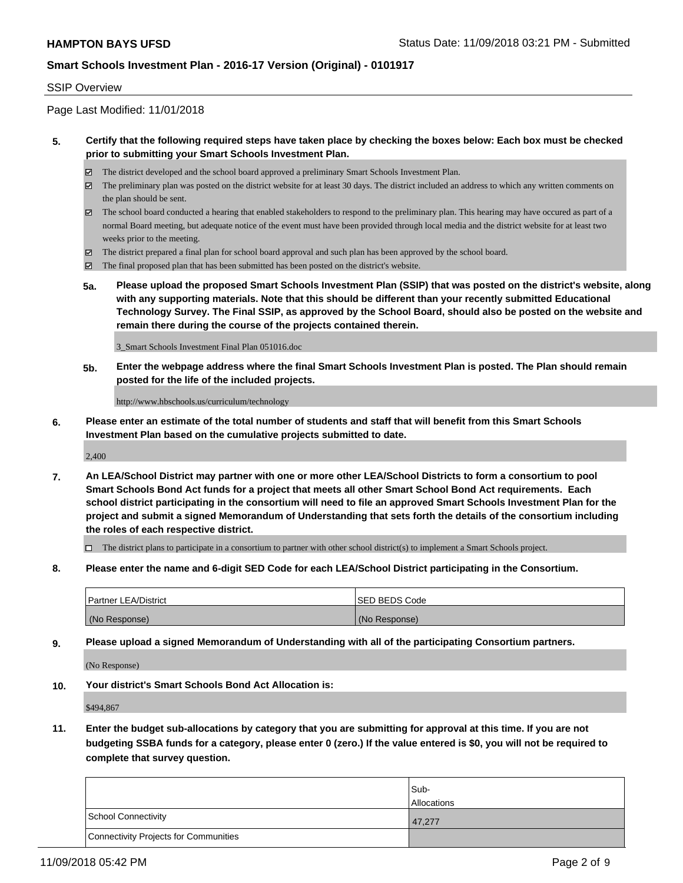## SSIP Overview

Page Last Modified: 11/01/2018

**5. Certify that the following required steps have taken place by checking the boxes below: Each box must be checked prior to submitting your Smart Schools Investment Plan.**

- ☑ The district developed and the school board approved a preliminary Smart Schools Investment Plan.
- ☑ The preliminary plan was posted on the district website for at least 30 days. The district included an address to which any written comments on the plan should be sent.
- ☑ The school board conducted a hearing that enabled stakeholders to respond to the preliminary plan. This hearing may have occured as part of a normal Board meeting, but adequate notice of the event must have been provided through local media and the district website for at least two weeks prior to the meeting.
- ☑ The district prepared a final plan for school board approval and such plan has been approved by the school board.
- ☑ The final proposed plan that has been submitted has been posted on the district's website.

**5a. Please upload the proposed Smart Schools Investment Plan (SSIP) that was posted on the district's website, along with any supporting materials. Note that this should be different than your recently submitted Educational Technology Survey. The Final SSIP, as approved by the School Board, should also be posted on the website and remain there during the course of the projects contained therein.**

3_Smart Schools Investment Final Plan 051016.doc

**5b. Enter the webpage address where the final Smart Schools Investment Plan is posted. The Plan should remain posted for the life of the included projects.**

http://www.hbschools.us/curriculum/technology

**6. Please enter an estimate of the total number of students and staff that will benefit from this Smart Schools Investment Plan based on the cumulative projects submitted to date.**

2,400

**7. An LEA/School District may partner with one or more other LEA/School Districts to form a consortium to pool Smart Schools Bond Act funds for a project that meets all other Smart School Bond Act requirements. Each school district participating in the consortium will need to file an approved Smart Schools Investment Plan for the project and submit a signed Memorandum of Understanding that sets forth the details of the consortium including the roles of each respective district.**

- ☐ The district plans to participate in a consortium to partner with other school district(s) to implement a Smart Schools project.

**8. Please enter the name and 6-digit SED Code for each LEA/School District participating in the Consortium.**

| Partner LEA/District | SED BEDS Code |
|---|---|
| (No Response) | (No Response) |

**9. Please upload a signed Memorandum of Understanding with all of the participating Consortium partners.**

(No Response)

**10. Your district's Smart Schools Bond Act Allocation is:**

$494,867

**11. Enter the budget sub-allocations by category that you are submitting for approval at this time. If you are not budgeting SSBA funds for a category, please enter 0 (zero.) If the value entered is $0, you will not be required to complete that survey question.**

| | Sub-Allocations |
|---|---|
| School Connectivity | 47,277 |
| Connectivity Projects for Communities | |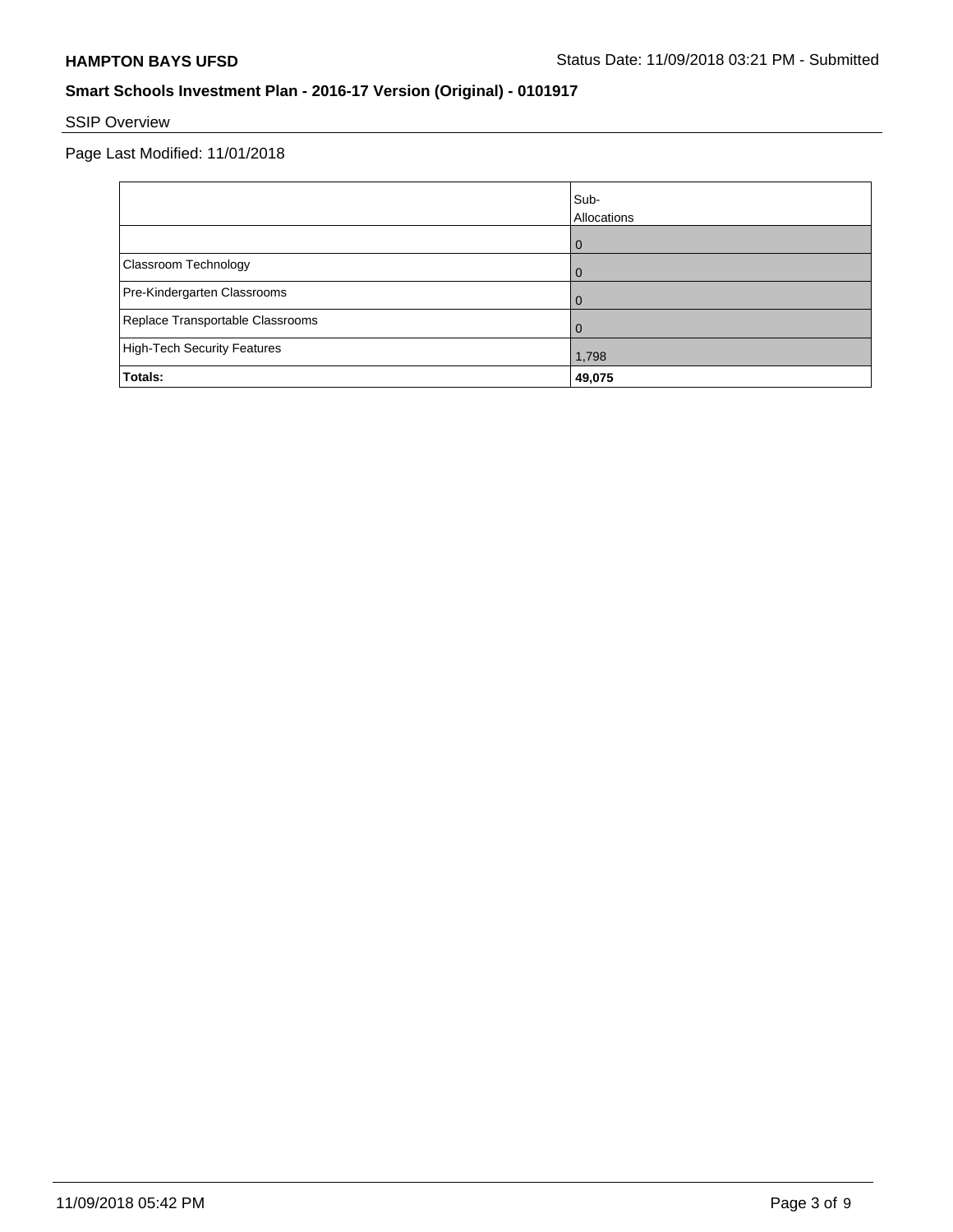**HAMPTON BAYS UFSD**

Status Date: 11/09/2018 03:21 PM - Submitted

## Smart Schools Investment Plan - 2016-17 Version (Original) - 0101917

SSIP Overview

Page Last Modified: 11/01/2018

| | Sub-Allocations |
| --- | --- |
| | 0 |
| Classroom Technology | 0 |
| Pre-Kindergarten Classrooms | 0 |
| Replace Transportable Classrooms | 0 |
| High-Tech Security Features | 1,798 |
| **Totals:** | **49,075** |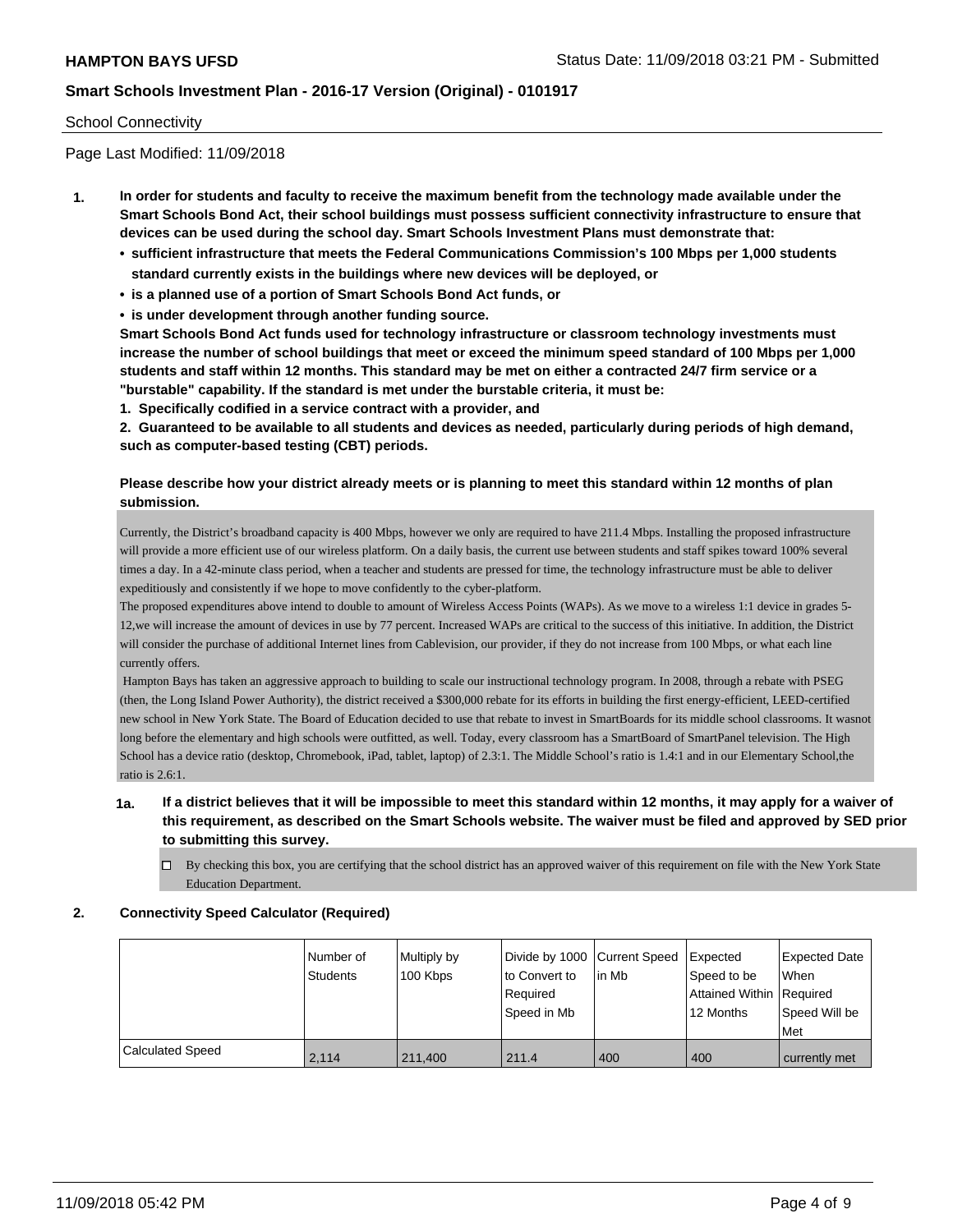School Connectivity

Page Last Modified: 11/09/2018

**1. In order for students and faculty to receive the maximum benefit from the technology made available under the Smart Schools Bond Act, their school buildings must possess sufficient connectivity infrastructure to ensure that devices can be used during the school day. Smart Schools Investment Plans must demonstrate that:**

- **sufficient infrastructure that meets the Federal Communications Commission's 100 Mbps per 1,000 students standard currently exists in the buildings where new devices will be deployed, or**
- **is a planned use of a portion of Smart Schools Bond Act funds, or**
- **is under development through another funding source.**

**Smart Schools Bond Act funds used for technology infrastructure or classroom technology investments must increase the number of school buildings that meet or exceed the minimum speed standard of 100 Mbps per 1,000 students and staff within 12 months. This standard may be met on either a contracted 24/7 firm service or a "burstable" capability. If the standard is met under the burstable criteria, it must be:**

**1. Specifically codified in a service contract with a provider, and**

**2. Guaranteed to be available to all students and devices as needed, particularly during periods of high demand, such as computer-based testing (CBT) periods.**

**Please describe how your district already meets or is planning to meet this standard within 12 months of plan submission.**

Currently, the District's broadband capacity is 400 Mbps, however we only are required to have 211.4 Mbps. Installing the proposed infrastructure will provide a more efficient use of our wireless platform. On a daily basis, the current use between students and staff spikes toward 100% several times a day. In a 42-minute class period, when a teacher and students are pressed for time, the technology infrastructure must be able to deliver expeditiously and consistently if we hope to move confidently to the cyber-platform.

The proposed expenditures above intend to double to amount of Wireless Access Points (WAPs). As we move to a wireless 1:1 device in grades 5-12,we will increase the amount of devices in use by 77 percent. Increased WAPs are critical to the success of this initiative. In addition, the District will consider the purchase of additional Internet lines from Cablevision, our provider, if they do not increase from 100 Mbps, or what each line currently offers.

Hampton Bays has taken an aggressive approach to building to scale our instructional technology program. In 2008, through a rebate with PSEG (then, the Long Island Power Authority), the district received a $300,000 rebate for its efforts in building the first energy-efficient, LEED-certified new school in New York State. The Board of Education decided to use that rebate to invest in SmartBoards for its middle school classrooms. It wasnot long before the elementary and high schools were outfitted, as well. Today, every classroom has a SmartBoard of SmartPanel television. The High School has a device ratio (desktop, Chromebook, iPad, tablet, laptop) of 2.3:1. The Middle School's ratio is 1.4:1 and in our Elementary School,the ratio is 2.6:1.

**1a. If a district believes that it will be impossible to meet this standard within 12 months, it may apply for a waiver of this requirement, as described on the Smart Schools website. The waiver must be filed and approved by SED prior to submitting this survey.**

☐ By checking this box, you are certifying that the school district has an approved waiver of this requirement on file with the New York State Education Department.

**2. Connectivity Speed Calculator (Required)**

| | Number of Students | Multiply by 100 Kbps | Divide by 1000 to Convert to Required Speed in Mb | Current Speed in Mb | Expected Speed to be Attained Within 12 Months | Expected Date When Required Speed Will be Met |
|---|---|---|---|---|---|---|
| Calculated Speed | 2,114 | 211,400 | 211.4 | 400 | 400 | currently met |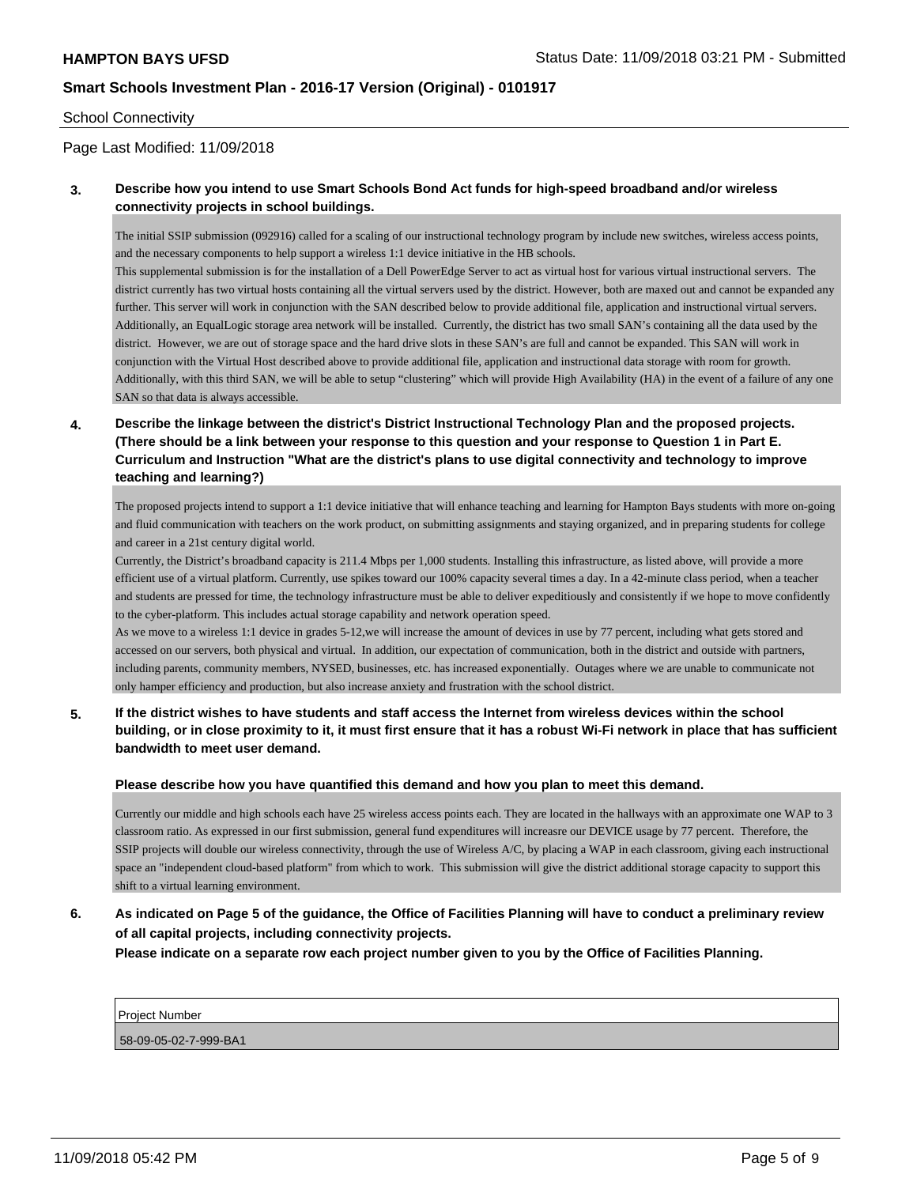School Connectivity

Page Last Modified: 11/09/2018

**3. Describe how you intend to use Smart Schools Bond Act funds for high-speed broadband and/or wireless connectivity projects in school buildings.**

The initial SSIP submission (092916) called for a scaling of our instructional technology program by include new switches, wireless access points, and the necessary components to help support a wireless 1:1 device initiative in the HB schools.
This supplemental submission is for the installation of a Dell PowerEdge Server to act as virtual host for various virtual instructional servers. The district currently has two virtual hosts containing all the virtual servers used by the district. However, both are maxed out and cannot be expanded any further. This server will work in conjunction with the SAN described below to provide additional file, application and instructional virtual servers. Additionally, an EqualLogic storage area network will be installed. Currently, the district has two small SAN's containing all the data used by the district. However, we are out of storage space and the hard drive slots in these SAN's are full and cannot be expanded. This SAN will work in conjunction with the Virtual Host described above to provide additional file, application and instructional data storage with room for growth. Additionally, with this third SAN, we will be able to setup "clustering" which will provide High Availability (HA) in the event of a failure of any one SAN so that data is always accessible.

**4. Describe the linkage between the district's District Instructional Technology Plan and the proposed projects. (There should be a link between your response to this question and your response to Question 1 in Part E. Curriculum and Instruction "What are the district's plans to use digital connectivity and technology to improve teaching and learning?)**

The proposed projects intend to support a 1:1 device initiative that will enhance teaching and learning for Hampton Bays students with more on-going and fluid communication with teachers on the work product, on submitting assignments and staying organized, and in preparing students for college and career in a 21st century digital world.
Currently, the District's broadband capacity is 211.4 Mbps per 1,000 students. Installing this infrastructure, as listed above, will provide a more efficient use of a virtual platform. Currently, use spikes toward our 100% capacity several times a day. In a 42-minute class period, when a teacher and students are pressed for time, the technology infrastructure must be able to deliver expeditiously and consistently if we hope to move confidently to the cyber-platform. This includes actual storage capability and network operation speed.
As we move to a wireless 1:1 device in grades 5-12,we will increase the amount of devices in use by 77 percent, including what gets stored and accessed on our servers, both physical and virtual. In addition, our expectation of communication, both in the district and outside with partners, including parents, community members, NYSED, businesses, etc. has increased exponentially. Outages where we are unable to communicate not only hamper efficiency and production, but also increase anxiety and frustration with the school district.

**5. If the district wishes to have students and staff access the Internet from wireless devices within the school building, or in close proximity to it, it must first ensure that it has a robust Wi-Fi network in place that has sufficient bandwidth to meet user demand.**

**Please describe how you have quantified this demand and how you plan to meet this demand.**

Currently our middle and high schools each have 25 wireless access points each. They are located in the hallways with an approximate one WAP to 3 classroom ratio. As expressed in our first submission, general fund expenditures will increasre our DEVICE usage by 77 percent. Therefore, the SSIP projects will double our wireless connectivity, through the use of Wireless A/C, by placing a WAP in each classroom, giving each instructional space an "independent cloud-based platform" from which to work. This submission will give the district additional storage capacity to support this shift to a virtual learning environment.

**6. As indicated on Page 5 of the guidance, the Office of Facilities Planning will have to conduct a preliminary review of all capital projects, including connectivity projects.**
**Please indicate on a separate row each project number given to you by the Office of Facilities Planning.**

| Project Number |
|---|
| 58-09-05-02-7-999-BA1 |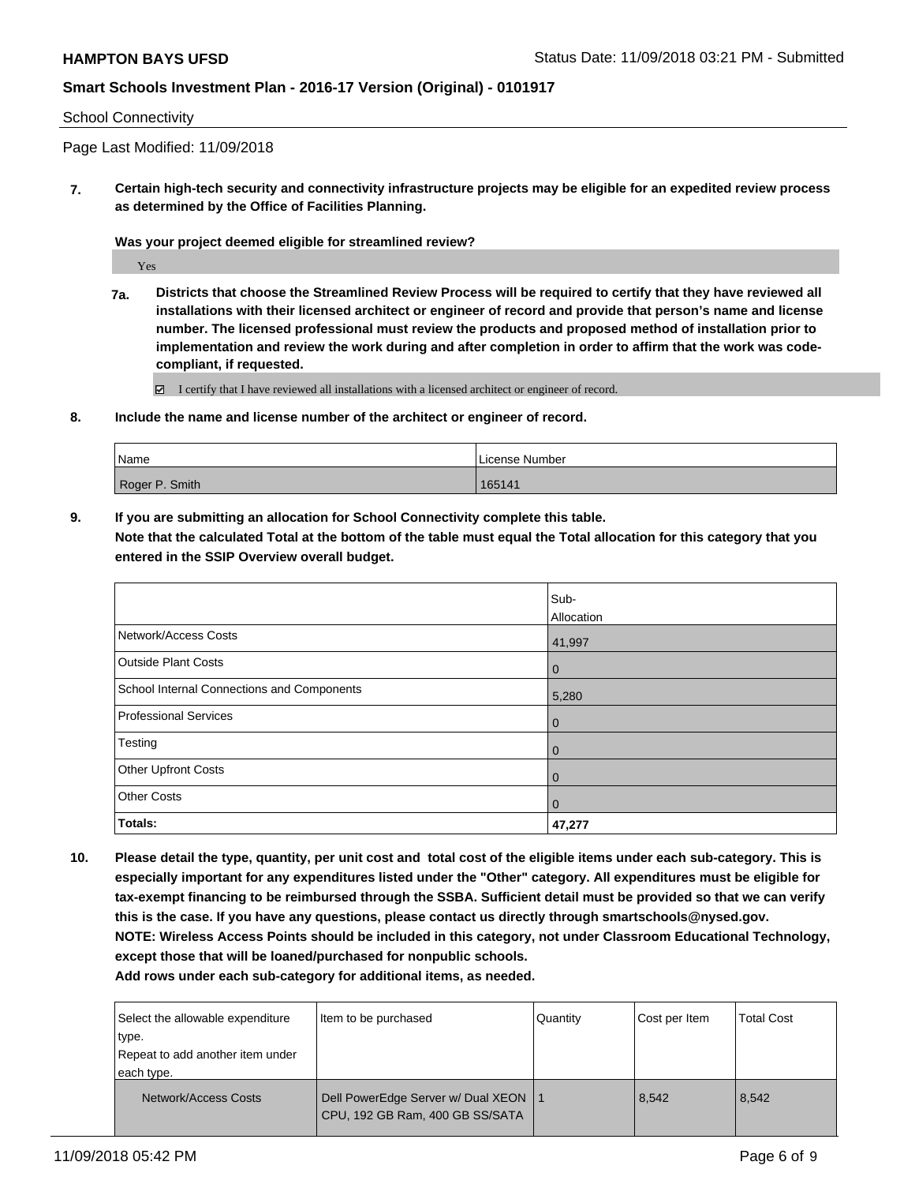School Connectivity

Page Last Modified: 11/09/2018

**7. Certain high-tech security and connectivity infrastructure projects may be eligible for an expedited review process as determined by the Office of Facilities Planning.**

**Was your project deemed eligible for streamlined review?**

Yes

**7a. Districts that choose the Streamlined Review Process will be required to certify that they have reviewed all installations with their licensed architect or engineer of record and provide that person's name and license number. The licensed professional must review the products and proposed method of installation prior to implementation and review the work during and after completion in order to affirm that the work was code-compliant, if requested.**

☑ I certify that I have reviewed all installations with a licensed architect or engineer of record.

**8. Include the name and license number of the architect or engineer of record.**

| Name | License Number |
|---|---|
| Roger P. Smith | 165141 |

**9. If you are submitting an allocation for School Connectivity complete this table. Note that the calculated Total at the bottom of the table must equal the Total allocation for this category that you entered in the SSIP Overview overall budget.**

| | Sub-Allocation |
|---|---|
| Network/Access Costs | 41,997 |
| Outside Plant Costs | 0 |
| School Internal Connections and Components | 5,280 |
| Professional Services | 0 |
| Testing | 0 |
| Other Upfront Costs | 0 |
| Other Costs | 0 |
| **Totals:** | **47,277** |

**10. Please detail the type, quantity, per unit cost and total cost of the eligible items under each sub-category. This is especially important for any expenditures listed under the "Other" category. All expenditures must be eligible for tax-exempt financing to be reimbursed through the SSBA. Sufficient detail must be provided so that we can verify this is the case. If you have any questions, please contact us directly through smartschools@nysed.gov. NOTE: Wireless Access Points should be included in this category, not under Classroom Educational Technology, except those that will be loaned/purchased for nonpublic schools. Add rows under each sub-category for additional items, as needed.**

| Select the allowable expenditure type. Repeat to add another item under each type. | Item to be purchased | Quantity | Cost per Item | Total Cost |
|---|---|---|---|---|
| Network/Access Costs | Dell PowerEdge Server w/ Dual XEON CPU, 192 GB Ram, 400 GB SS/SATA | 1 | 8,542 | 8,542 |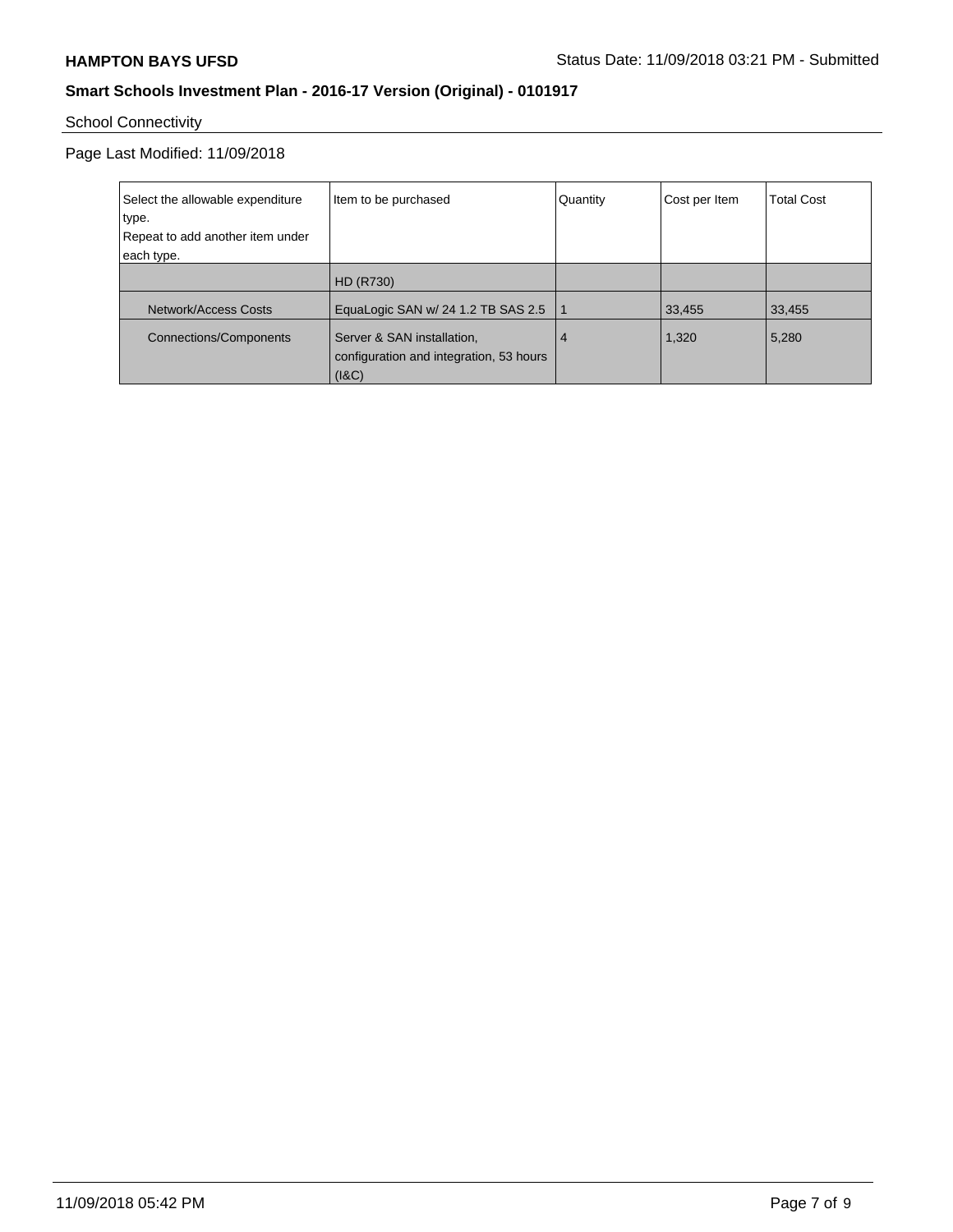School Connectivity

Page Last Modified: 11/09/2018

| Select the allowable expenditure type. Repeat to add another item under each type. | Item to be purchased | Quantity | Cost per Item | Total Cost |
|---|---|---|---|---|
| | HD (R730) | | | |
| Network/Access Costs | EquaLogic SAN w/ 24 1.2 TB SAS 2.5 | 1 | 33,455 | 33,455 |
| Connections/Components | Server & SAN installation, configuration and integration, 53 hours (I&C) | 4 | 1,320 | 5,280 |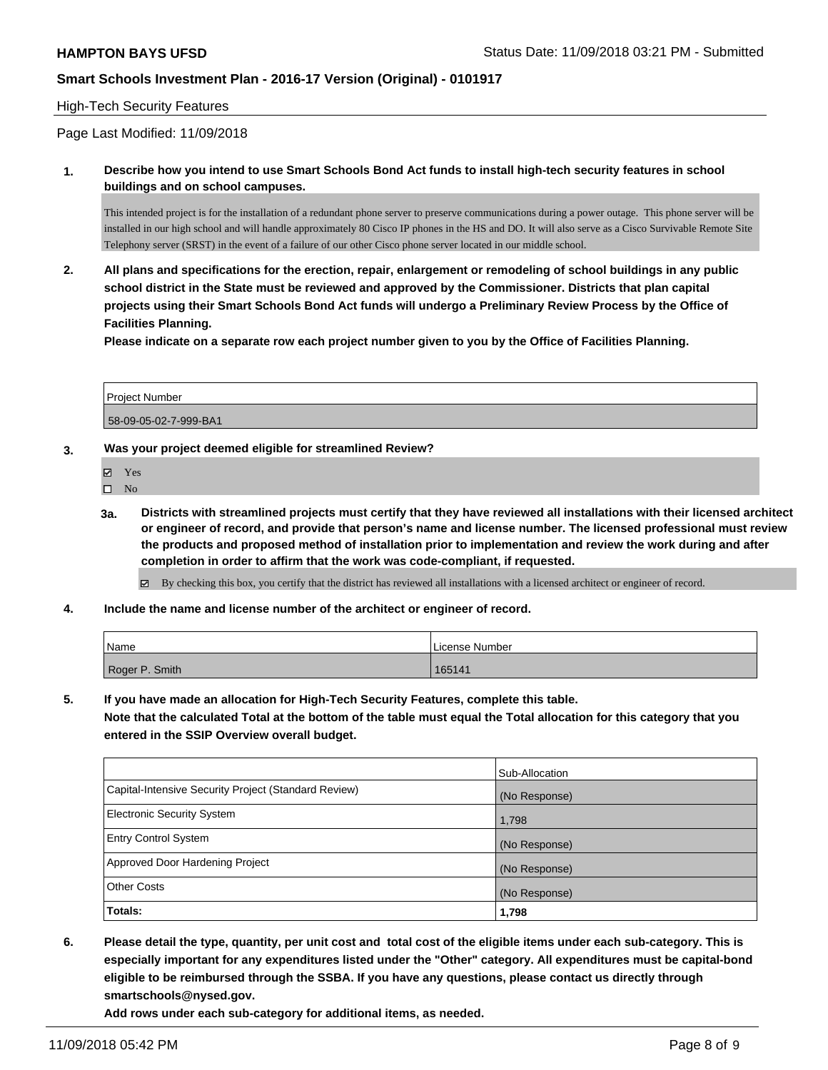High-Tech Security Features

Page Last Modified: 11/09/2018

**1. Describe how you intend to use Smart Schools Bond Act funds to install high-tech security features in school buildings and on school campuses.**

This intended project is for the installation of a redundant phone server to preserve communications during a power outage. This phone server will be installed in our high school and will handle approximately 80 Cisco IP phones in the HS and DO. It will also serve as a Cisco Survivable Remote Site Telephony server (SRST) in the event of a failure of our other Cisco phone server located in our middle school.

**2. All plans and specifications for the erection, repair, enlargement or remodeling of school buildings in any public school district in the State must be reviewed and approved by the Commissioner. Districts that plan capital projects using their Smart Schools Bond Act funds will undergo a Preliminary Review Process by the Office of Facilities Planning.**

**Please indicate on a separate row each project number given to you by the Office of Facilities Planning.**

| Project Number |
| --- |
| 58-09-05-02-7-999-BA1 |

**3. Was your project deemed eligible for streamlined Review?**

- ☑ Yes
- ☐ No

**3a. Districts with streamlined projects must certify that they have reviewed all installations with their licensed architect or engineer of record, and provide that person's name and license number. The licensed professional must review the products and proposed method of installation prior to implementation and review the work during and after completion in order to affirm that the work was code-compliant, if requested.**

☑ By checking this box, you certify that the district has reviewed all installations with a licensed architect or engineer of record.

**4. Include the name and license number of the architect or engineer of record.**

| Name | License Number |
| --- | --- |
| Roger P. Smith | 165141 |

**5. If you have made an allocation for High-Tech Security Features, complete this table. Note that the calculated Total at the bottom of the table must equal the Total allocation for this category that you entered in the SSIP Overview overall budget.**

| | Sub-Allocation |
| --- | --- |
| Capital-Intensive Security Project (Standard Review) | (No Response) |
| Electronic Security System | 1,798 |
| Entry Control System | (No Response) |
| Approved Door Hardening Project | (No Response) |
| Other Costs | (No Response) |
| **Totals:** | **1,798** |

**6. Please detail the type, quantity, per unit cost and total cost of the eligible items under each sub-category. This is especially important for any expenditures listed under the "Other" category. All expenditures must be capital-bond eligible to be reimbursed through the SSBA. If you have any questions, please contact us directly through smartschools@nysed.gov.**

**Add rows under each sub-category for additional items, as needed.**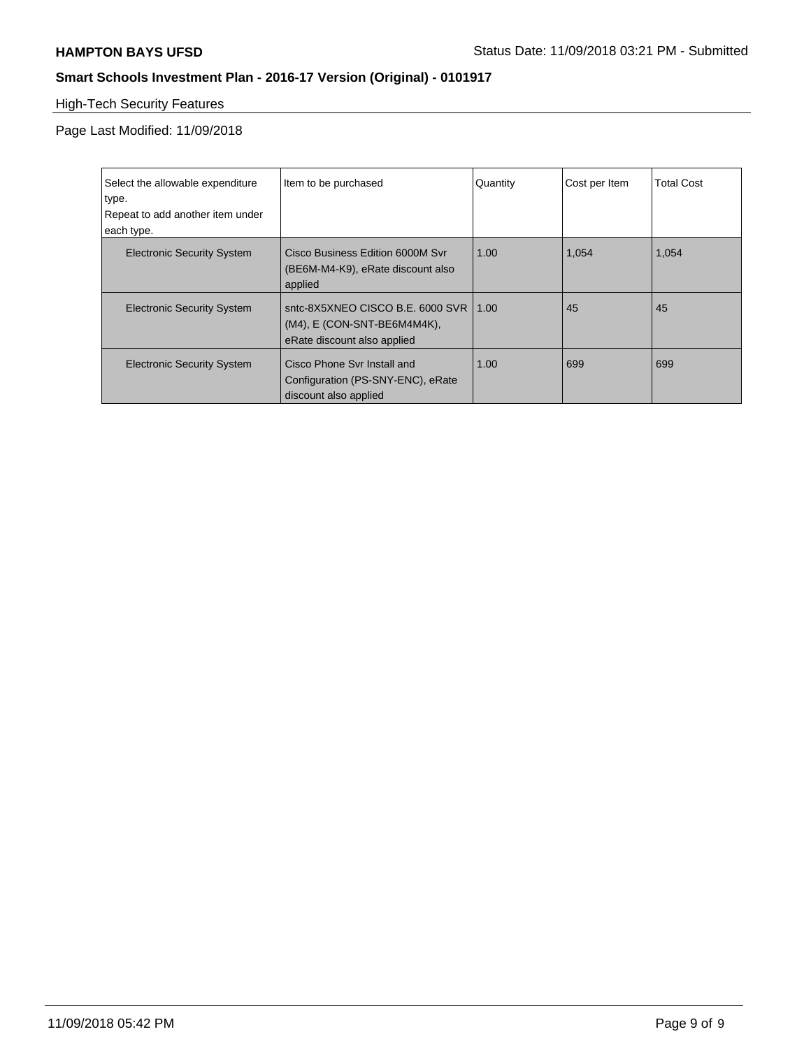High-Tech Security Features

Page Last Modified: 11/09/2018

| Select the allowable expenditure type. Repeat to add another item under each type. | Item to be purchased | Quantity | Cost per Item | Total Cost |
| --- | --- | --- | --- | --- |
| Electronic Security System | Cisco Business Edition 6000M Svr (BE6M-M4-K9), eRate discount also applied | 1.00 | 1,054 | 1,054 |
| Electronic Security System | sntc-8X5XNEO CISCO B.E. 6000 SVR (M4), E (CON-SNT-BE6M4M4K), eRate discount also applied | 1.00 | 45 | 45 |
| Electronic Security System | Cisco Phone Svr Install and Configuration (PS-SNY-ENC), eRate discount also applied | 1.00 | 699 | 699 |